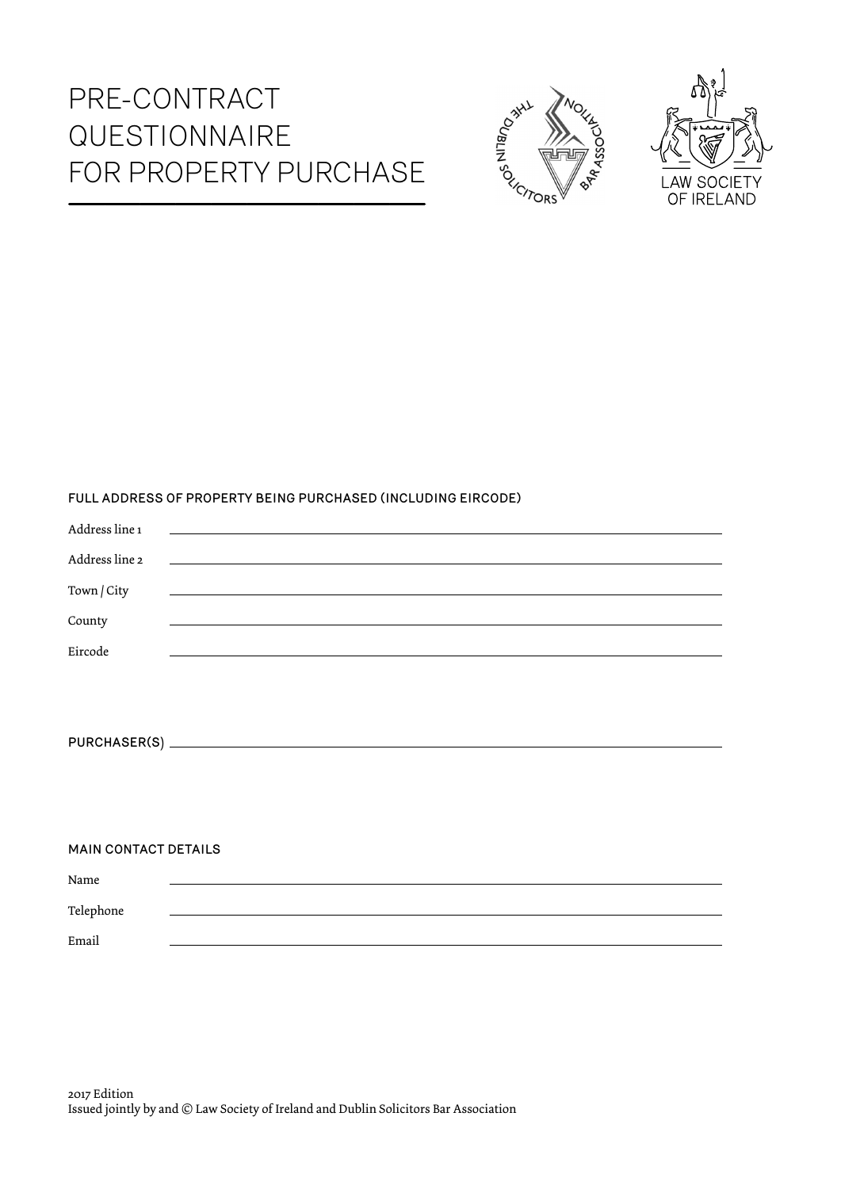# PRE-CONTRACT QUESTIONNAIRE FOR PROPERTY PURCHASE

**FULL ADDRESS OF PROPERTY BEING PURCHASED (INCLUDING EIRCODE)**

Address line 1 ______________________________

Address line 2 ______________________________

Town / City ______________________________

County ______________________________

Eircode ______________________________

**PURCHASER(S)** ______________________________

**MAIN CONTACT DETAILS**

Name ______________________________

Telephone ______________________________

Email ______________________________

2017 Edition
Issued jointly by and © Law Society of Ireland and Dublin Solicitors Bar Association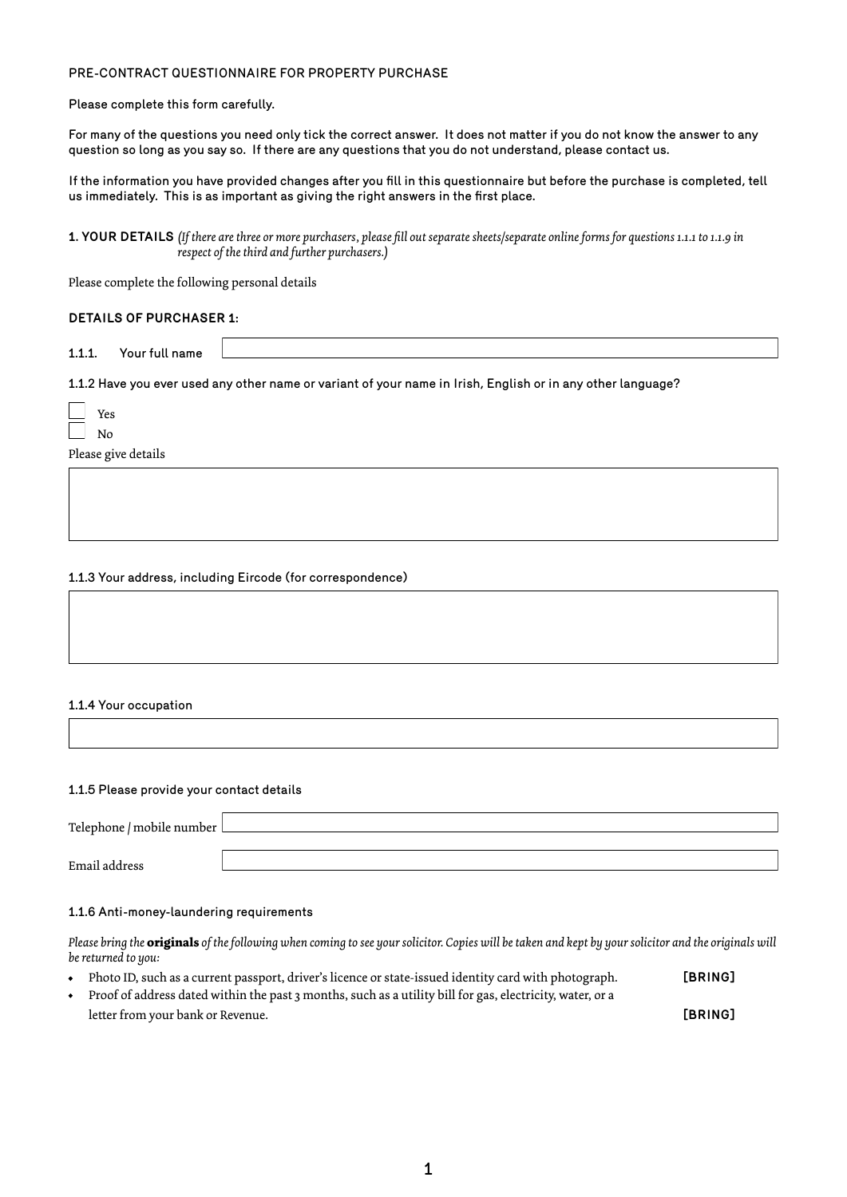PRE-CONTRACT QUESTIONNAIRE FOR PROPERTY PURCHASE

Please complete this form carefully.

For many of the questions you need only tick the correct answer. It does not matter if you do not know the answer to any question so long as you say so. If there are any questions that you do not understand, please contact us.

If the information you have provided changes after you fill in this questionnaire but before the purchase is completed, tell us immediately. This is as important as giving the right answers in the first place.

**1. YOUR DETAILS** *(If there are three or more purchasers, please fill out separate sheets/separate online forms for questions 1.1.1 to 1.1.9 in respect of the third and further purchasers.)*

Please complete the following personal details

**DETAILS OF PURCHASER 1:**

1.1.1. Your full name

1.1.2 Have you ever used any other name or variant of your name in Irish, English or in any other language?

- [ ] Yes
- [ ] No

Please give details

1.1.3 Your address, including Eircode (for correspondence)

1.1.4 Your occupation

1.1.5 Please provide your contact details

Telephone / mobile number

Email address

1.1.6 Anti-money-laundering requirements

*Please bring the* ***originals*** *of the following when coming to see your solicitor. Copies will be taken and kept by your solicitor and the originals will be returned to you:*

- Photo ID, such as a current passport, driver's licence or state-issued identity card with photograph. **[BRING]**
- Proof of address dated within the past 3 months, such as a utility bill for gas, electricity, water, or a letter from your bank or Revenue. **[BRING]**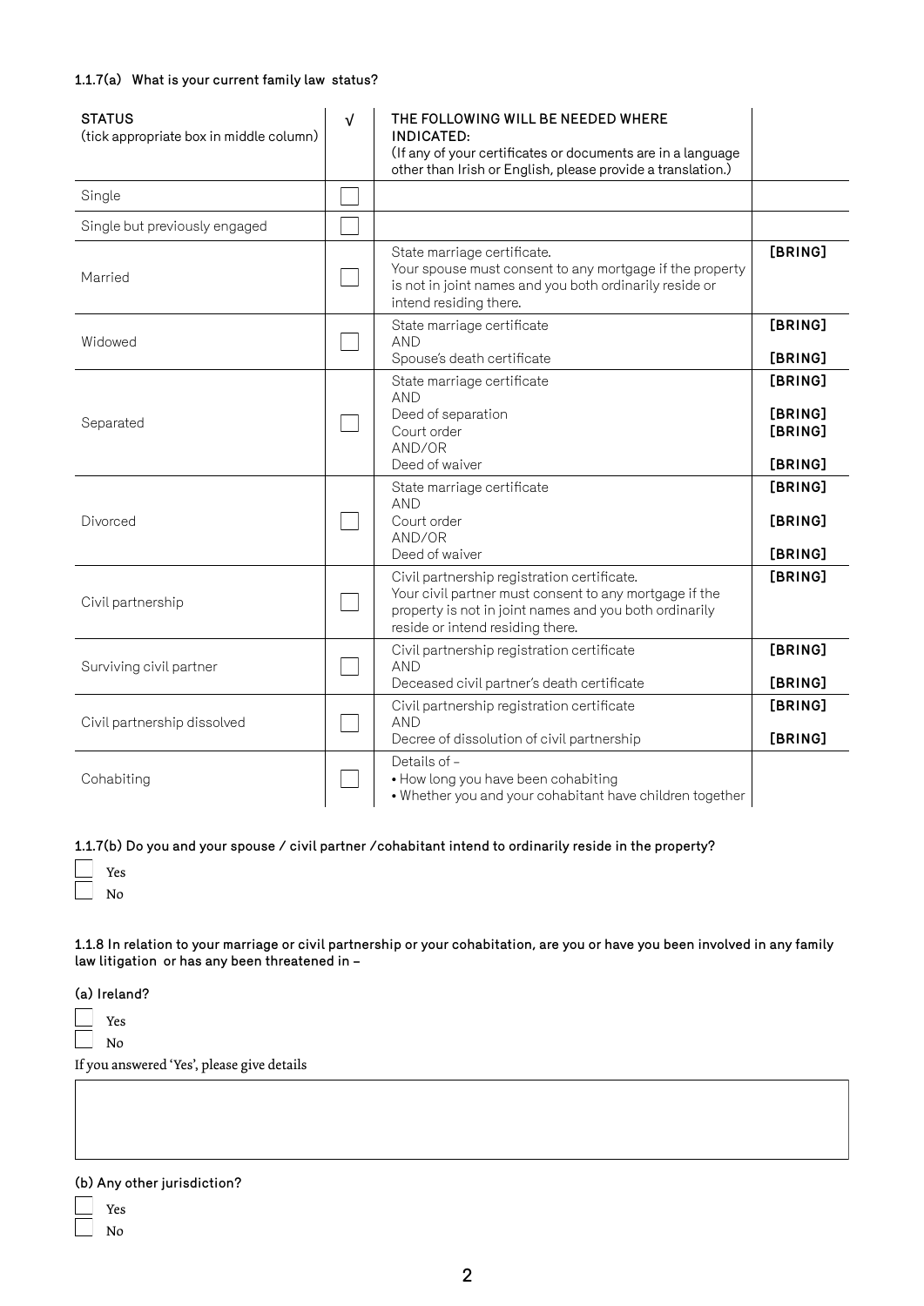#### 1.1.7(a) What is your current family law status?

| STATUS (tick appropriate box in middle column) | √ | THE FOLLOWING WILL BE NEEDED WHERE INDICATED: (If any of your certificates or documents are in a language other than Irish or English, please provide a translation.) | |
|---|---|---|---|
| Single | ☐ | | |
| Single but previously engaged | ☐ | | |
| Married | ☐ | State marriage certificate. Your spouse must consent to any mortgage if the property is not in joint names and you both ordinarily reside or intend residing there. | [BRING] |
| Widowed | ☐ | State marriage certificate AND Spouse's death certificate | [BRING] [BRING] |
| Separated | ☐ | State marriage certificate AND Deed of separation Court order AND/OR Deed of waiver | [BRING] [BRING] [BRING] [BRING] |
| Divorced | ☐ | State marriage certificate AND Court order AND/OR Deed of waiver | [BRING] [BRING] [BRING] |
| Civil partnership | ☐ | Civil partnership registration certificate. Your civil partner must consent to any mortgage if the property is not in joint names and you both ordinarily reside or intend residing there. | [BRING] |
| Surviving civil partner | ☐ | Civil partnership registration certificate AND Deceased civil partner's death certificate | [BRING] [BRING] |
| Civil partnership dissolved | ☐ | Civil partnership registration certificate AND Decree of dissolution of civil partnership | [BRING] [BRING] |
| Cohabiting | ☐ | Details of – • How long you have been cohabiting • Whether you and your cohabitant have children together | |

#### 1.1.7(b) Do you and your spouse / civil partner /cohabitant intend to ordinarily reside in the property?

☐ Yes
☐ No

#### 1.1.8 In relation to your marriage or civil partnership or your cohabitation, are you or have you been involved in any family law litigation or has any been threatened in –

**(a) Ireland?**

☐ Yes
☐ No

If you answered 'Yes', please give details

| |
|---|
| |

**(b) Any other jurisdiction?**

☐ Yes
☐ No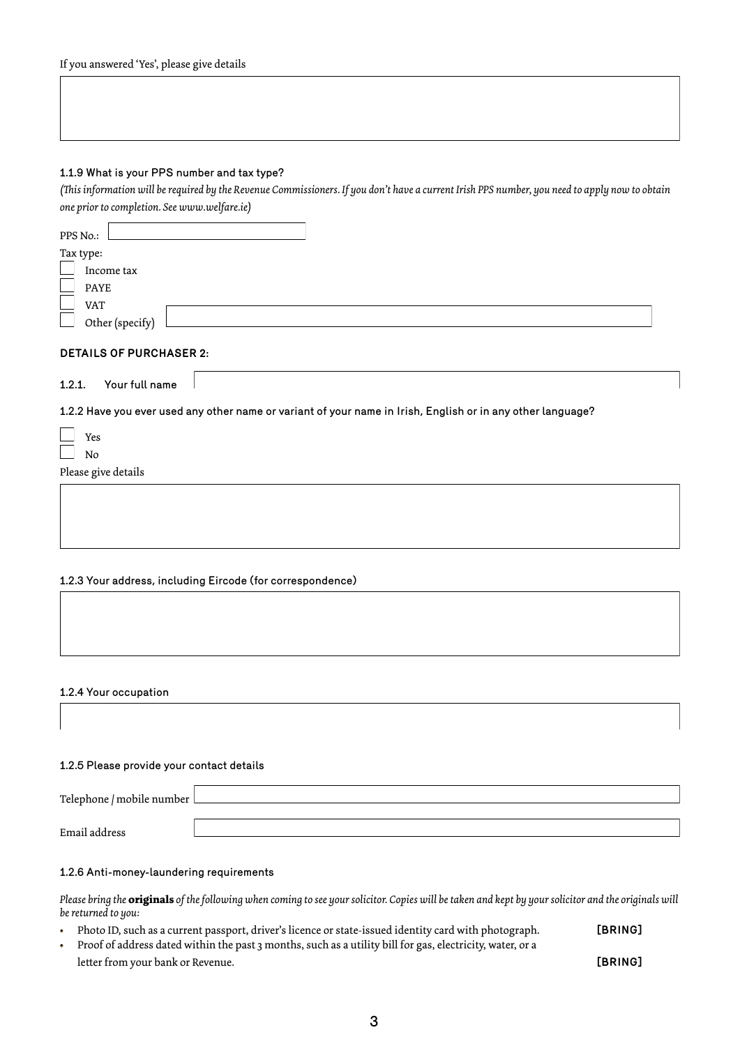If you answered 'Yes', please give details

#### 1.1.9 What is your PPS number and tax type?

*(This information will be required by the Revenue Commissioners. If you don't have a current Irish PPS number, you need to apply now to obtain one prior to completion. See www.welfare.ie)*

PPS No.:

Tax type:

- [ ] Income tax
- [ ] PAYE
- [ ] VAT
- [ ] Other (specify)

### DETAILS OF PURCHASER 2:

#### 1.2.1. Your full name

#### 1.2.2 Have you ever used any other name or variant of your name in Irish, English or in any other language?

- [ ] Yes
- [ ] No

Please give details

#### 1.2.3 Your address, including Eircode (for correspondence)

#### 1.2.4 Your occupation

#### 1.2.5 Please provide your contact details

Telephone / mobile number

Email address

#### 1.2.6 Anti-money-laundering requirements

*Please bring the* ***originals*** *of the following when coming to see your solicitor. Copies will be taken and kept by your solicitor and the originals will be returned to you:*

- Photo ID, such as a current passport, driver's licence or state-issued identity card with photograph. **[BRING]**
- Proof of address dated within the past 3 months, such as a utility bill for gas, electricity, water, or a letter from your bank or Revenue. **[BRING]**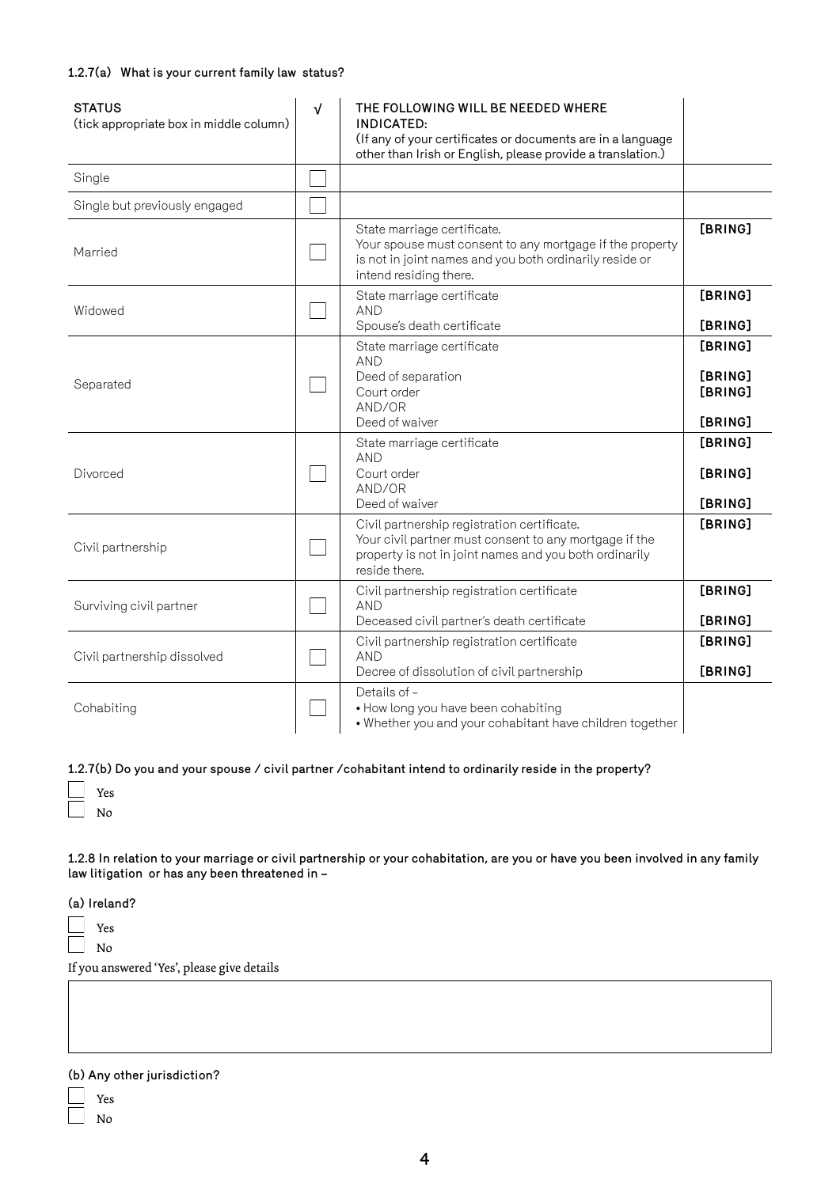#### 1.2.7(a) What is your current family law status?

| STATUS (tick appropriate box in middle column) | √ | THE FOLLOWING WILL BE NEEDED WHERE INDICATED: (If any of your certificates or documents are in a language other than Irish or English, please provide a translation.) | |
|---|---|---|---|
| Single | ☐ | | |
| Single but previously engaged | ☐ | | |
| Married | ☐ | State marriage certificate. Your spouse must consent to any mortgage if the property is not in joint names and you both ordinarily reside or intend residing there. | [BRING] |
| Widowed | ☐ | State marriage certificate AND Spouse's death certificate | [BRING] [BRING] |
| Separated | ☐ | State marriage certificate AND Deed of separation Court order AND/OR Deed of waiver | [BRING] [BRING] [BRING] [BRING] |
| Divorced | ☐ | State marriage certificate AND Court order AND/OR Deed of waiver | [BRING] [BRING] [BRING] |
| Civil partnership | ☐ | Civil partnership registration certificate. Your civil partner must consent to any mortgage if the property is not in joint names and you both ordinarily reside there. | [BRING] |
| Surviving civil partner | ☐ | Civil partnership registration certificate AND Deceased civil partner's death certificate | [BRING] [BRING] |
| Civil partnership dissolved | ☐ | Civil partnership registration certificate AND Decree of dissolution of civil partnership | [BRING] [BRING] |
| Cohabiting | ☐ | Details of – • How long you have been cohabiting • Whether you and your cohabitant have children together | |

#### 1.2.7(b) Do you and your spouse / civil partner /cohabitant intend to ordinarily reside in the property?

☐ Yes
☐ No

#### 1.2.8 In relation to your marriage or civil partnership or your cohabitation, are you or have you been involved in any family law litigation or has any been threatened in –

**(a) Ireland?**

☐ Yes
☐ No

If you answered 'Yes', please give details

| |
|---|
| |

**(b) Any other jurisdiction?**

☐ Yes
☐ No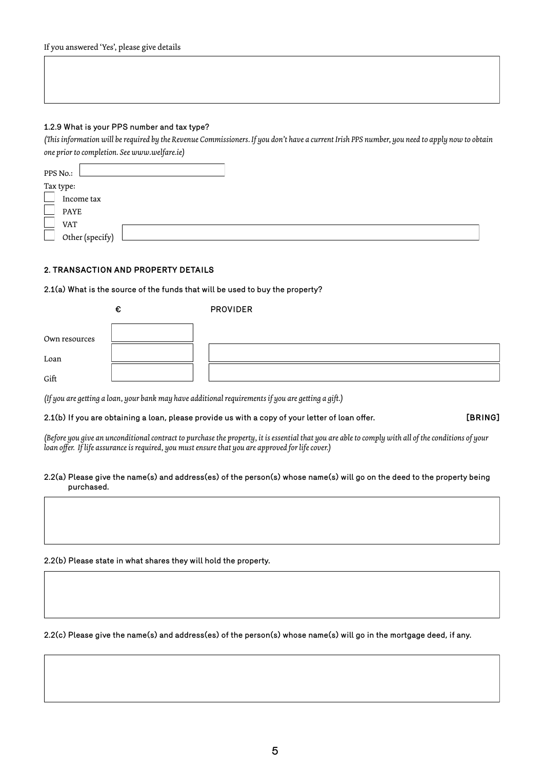If you answered 'Yes', please give details

**1.2.9 What is your PPS number and tax type?**

*(This information will be required by the Revenue Commissioners. If you don't have a current Irish PPS number, you need to apply now to obtain one prior to completion. See www.welfare.ie)*

PPS No.:

Tax type:

- [ ] Income tax
- [ ] PAYE
- [ ] VAT
- [ ] Other (specify)

## 2. TRANSACTION AND PROPERTY DETAILS

**2.1(a) What is the source of the funds that will be used to buy the property?**

| | € | PROVIDER |
|---|---|---|
| Own resources | | |
| Loan | | |
| Gift | | |

*(If you are getting a loan, your bank may have additional requirements if you are getting a gift.)*

**2.1(b) If you are obtaining a loan, please provide us with a copy of your letter of loan offer.** **[BRING]**

*(Before you give an unconditional contract to purchase the property, it is essential that you are able to comply with all of the conditions of your loan offer. If life assurance is required, you must ensure that you are approved for life cover.)*

**2.2(a) Please give the name(s) and address(es) of the person(s) whose name(s) will go on the deed to the property being purchased.**

**2.2(b) Please state in what shares they will hold the property.**

**2.2(c) Please give the name(s) and address(es) of the person(s) whose name(s) will go in the mortgage deed, if any.**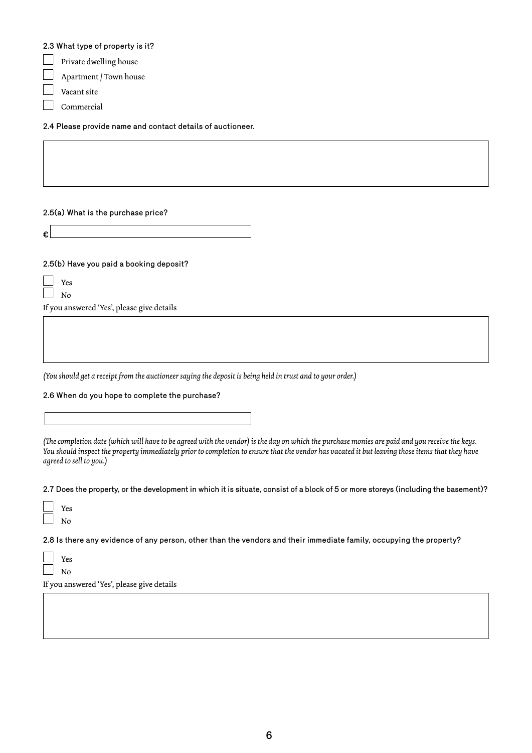2.3 What type of property is it?

- [ ] Private dwelling house
- [ ] Apartment / Town house
- [ ] Vacant site
- [ ] Commercial

2.4 Please provide name and contact details of auctioneer.

2.5(a) What is the purchase price?

€

2.5(b) Have you paid a booking deposit?

- [ ] Yes
- [ ] No

If you answered 'Yes', please give details

*(You should get a receipt from the auctioneer saying the deposit is being held in trust and to your order.)*

2.6 When do you hope to complete the purchase?

*(The completion date (which will have to be agreed with the vendor) is the day on which the purchase monies are paid and you receive the keys. You should inspect the property immediately prior to completion to ensure that the vendor has vacated it but leaving those items that they have agreed to sell to you.)*

2.7 Does the property, or the development in which it is situate, consist of a block of 5 or more storeys (including the basement)?

- [ ] Yes
- [ ] No

2.8 Is there any evidence of any person, other than the vendors and their immediate family, occupying the property?

- [ ] Yes
- [ ] No

If you answered 'Yes', please give details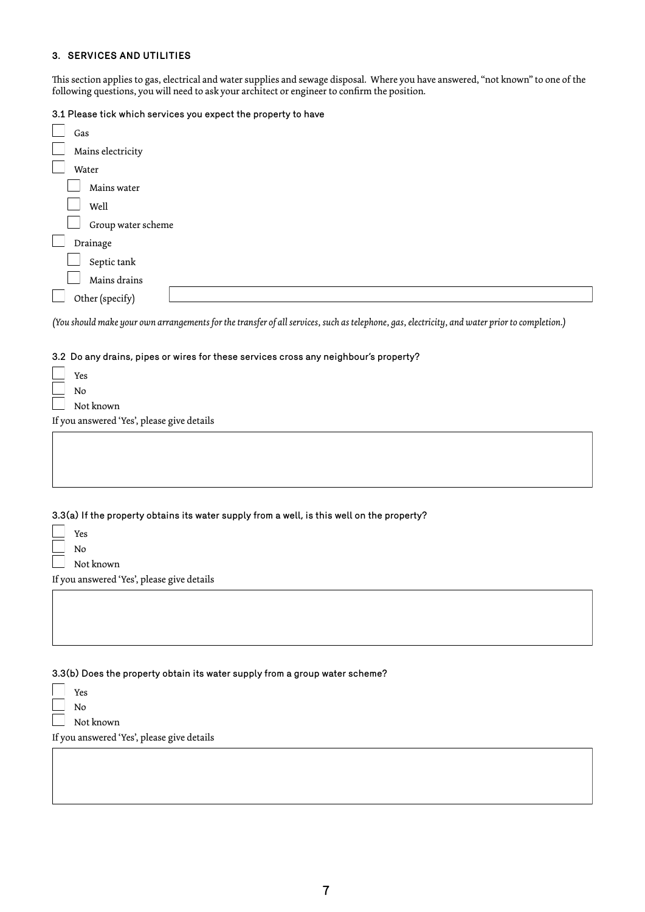### 3. SERVICES AND UTILITIES

This section applies to gas, electrical and water supplies and sewage disposal. Where you have answered, "not known" to one of the following questions, you will need to ask your architect or engineer to confirm the position.

**3.1 Please tick which services you expect the property to have**

- ☐ Gas
- ☐ Mains electricity
- ☐ Water
  - ☐ Mains water
  - ☐ Well
  - ☐ Group water scheme
- ☐ Drainage
  - ☐ Septic tank
  - ☐ Mains drains
- ☐ Other (specify) ______________________

*(You should make your own arrangements for the transfer of all services, such as telephone, gas, electricity, and water prior to completion.)*

**3.2 Do any drains, pipes or wires for these services cross any neighbour's property?**

- ☐ Yes
- ☐ No
- ☐ Not known

If you answered 'Yes', please give details

______________________

**3.3(a) If the property obtains its water supply from a well, is this well on the property?**

- ☐ Yes
- ☐ No
- ☐ Not known

If you answered 'Yes', please give details

______________________

**3.3(b) Does the property obtain its water supply from a group water scheme?**

- ☐ Yes
- ☐ No
- ☐ Not known

If you answered 'Yes', please give details

______________________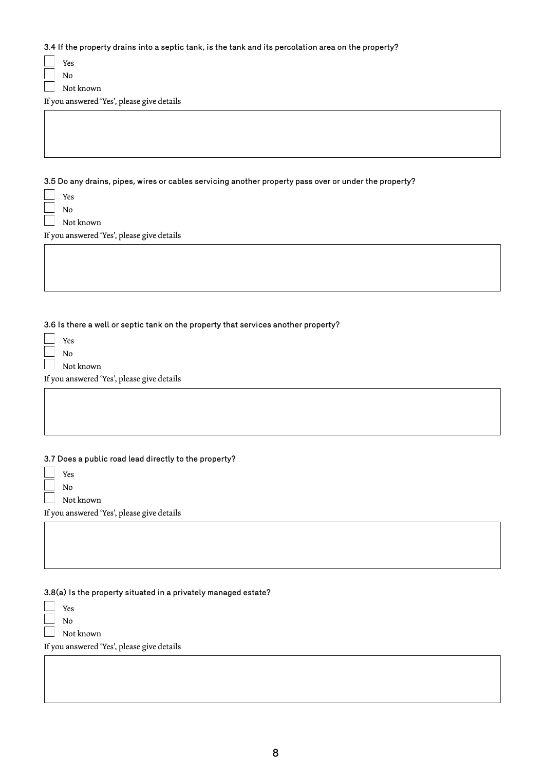3.4 If the property drains into a septic tank, is the tank and its percolation area on the property?

- [ ] Yes
- [ ] No
- [ ] Not known

If you answered 'Yes', please give details

3.5 Do any drains, pipes, wires or cables servicing another property pass over or under the property?

- [ ] Yes
- [ ] No
- [ ] Not known

If you answered 'Yes', please give details

3.6 Is there a well or septic tank on the property that services another property?

- [ ] Yes
- [ ] No
- [ ] Not known

If you answered 'Yes', please give details

3.7 Does a public road lead directly to the property?

- [ ] Yes
- [ ] No
- [ ] Not known

If you answered 'Yes', please give details

3.8(a) Is the property situated in a privately managed estate?

- [ ] Yes
- [ ] No
- [ ] Not known

If you answered 'Yes', please give details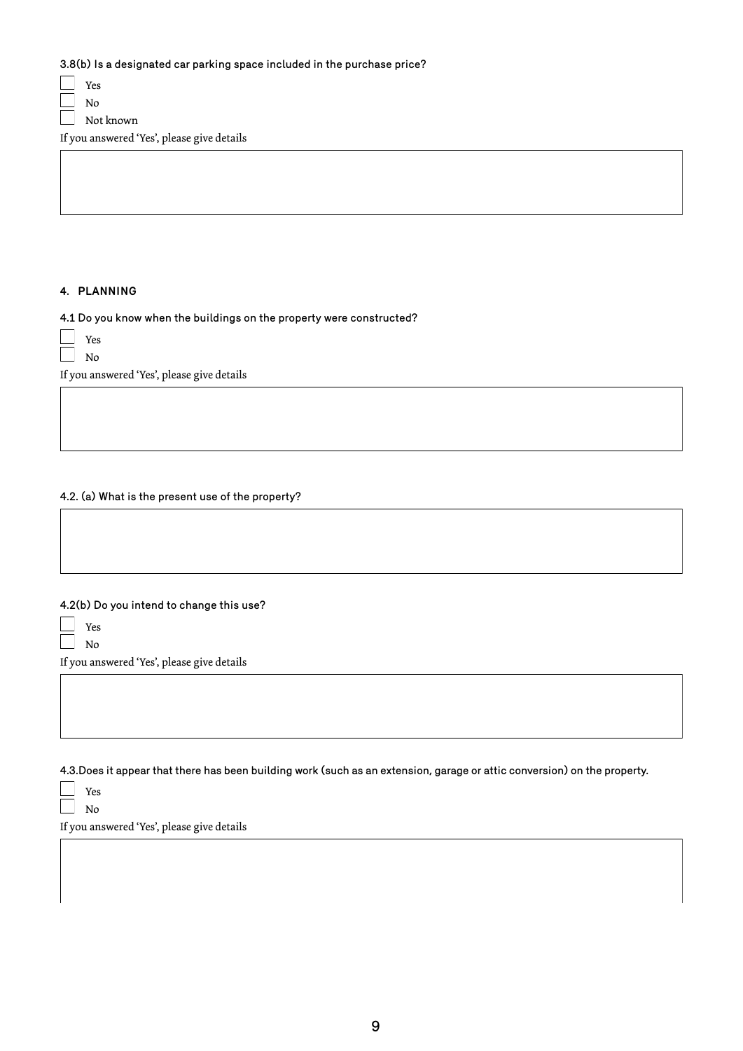3.8(b) Is a designated car parking space included in the purchase price?

- [ ] Yes
- [ ] No
- [ ] Not known

If you answered 'Yes', please give details

## 4. PLANNING

4.1 Do you know when the buildings on the property were constructed?

- [ ] Yes
- [ ] No

If you answered 'Yes', please give details

4.2. (a) What is the present use of the property?

4.2(b) Do you intend to change this use?

- [ ] Yes
- [ ] No

If you answered 'Yes', please give details

4.3.Does it appear that there has been building work (such as an extension, garage or attic conversion) on the property.

- [ ] Yes
- [ ] No

If you answered 'Yes', please give details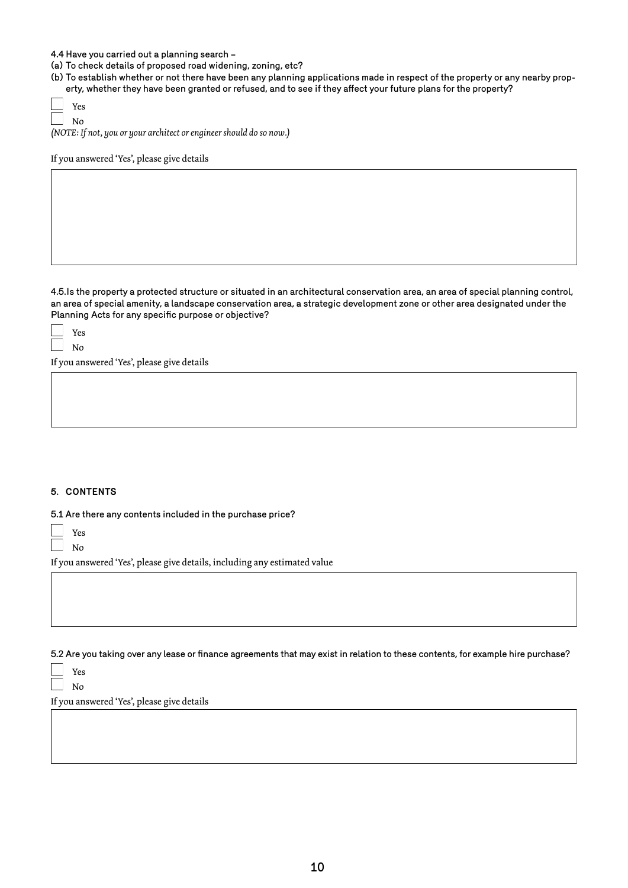4.4 Have you carried out a planning search –

(a) To check details of proposed road widening, zoning, etc?

(b) To establish whether or not there have been any planning applications made in respect of the property or any nearby property, whether they have been granted or refused, and to see if they affect your future plans for the property?

- [ ] Yes
- [ ] No

*(NOTE: If not, you or your architect or engineer should do so now.)*

If you answered 'Yes', please give details

4.5. Is the property a protected structure or situated in an architectural conservation area, an area of special planning control, an area of special amenity, a landscape conservation area, a strategic development zone or other area designated under the Planning Acts for any specific purpose or objective?

- [ ] Yes
- [ ] No

If you answered 'Yes', please give details

## 5. CONTENTS

5.1 Are there any contents included in the purchase price?

- [ ] Yes
- [ ] No

If you answered 'Yes', please give details, including any estimated value

5.2 Are you taking over any lease or finance agreements that may exist in relation to these contents, for example hire purchase?

- [ ] Yes
- [ ] No

If you answered 'Yes', please give details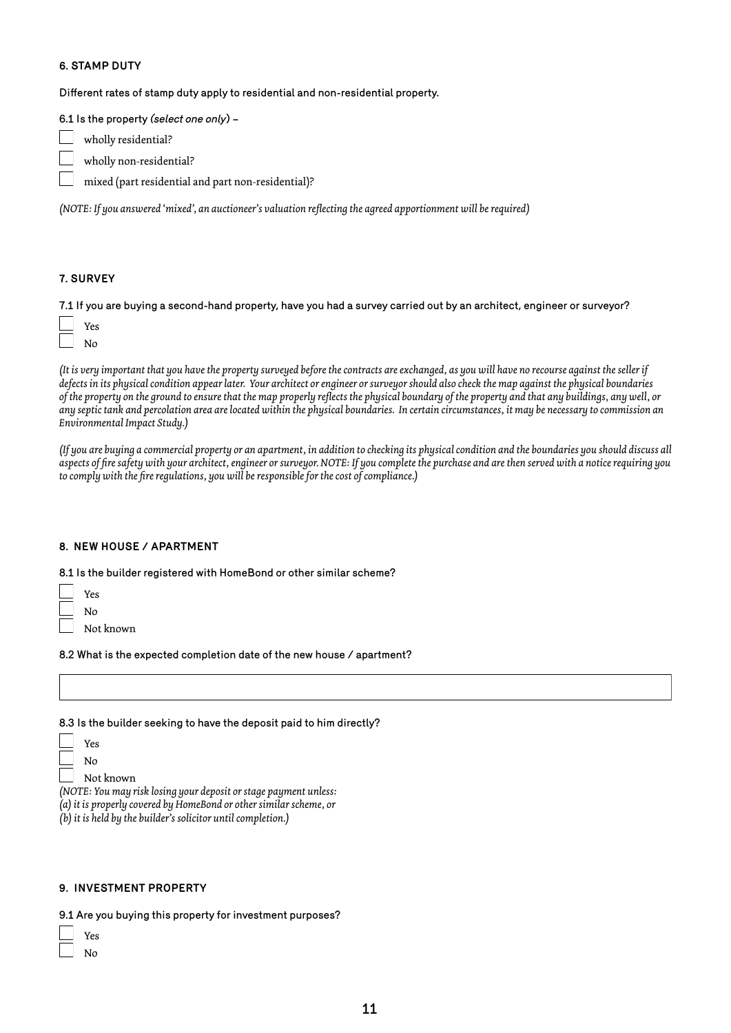### 6. STAMP DUTY

Different rates of stamp duty apply to residential and non-residential property.

6.1 Is the property *(select one only)* –

- [ ] wholly residential?
- [ ] wholly non-residential?
- [ ] mixed (part residential and part non-residential)?

*(NOTE: If you answered 'mixed', an auctioneer's valuation reflecting the agreed apportionment will be required)*

### 7. SURVEY

7.1 If you are buying a second-hand property, have you had a survey carried out by an architect, engineer or surveyor?

- [ ] Yes
- [ ] No

*(It is very important that you have the property surveyed before the contracts are exchanged, as you will have no recourse against the seller if defects in its physical condition appear later. Your architect or engineer or surveyor should also check the map against the physical boundaries of the property on the ground to ensure that the map properly reflects the physical boundary of the property and that any buildings, any well, or any septic tank and percolation area are located within the physical boundaries. In certain circumstances, it may be necessary to commission an Environmental Impact Study.)*

*(If you are buying a commercial property or an apartment, in addition to checking its physical condition and the boundaries you should discuss all aspects of fire safety with your architect, engineer or surveyor. NOTE: If you complete the purchase and are then served with a notice requiring you to comply with the fire regulations, you will be responsible for the cost of compliance.)*

### 8. NEW HOUSE / APARTMENT

8.1 Is the builder registered with HomeBond or other similar scheme?

- [ ] Yes
- [ ] No
- [ ] Not known

8.2 What is the expected completion date of the new house / apartment?

| |
|---|
| |

8.3 Is the builder seeking to have the deposit paid to him directly?

- [ ] Yes
- [ ] No
- [ ] Not known

*(NOTE: You may risk losing your deposit or stage payment unless:*
*(a) it is properly covered by HomeBond or other similar scheme, or*
*(b) it is held by the builder's solicitor until completion.)*

### 9. INVESTMENT PROPERTY

9.1 Are you buying this property for investment purposes?

- [ ] Yes
- [ ] No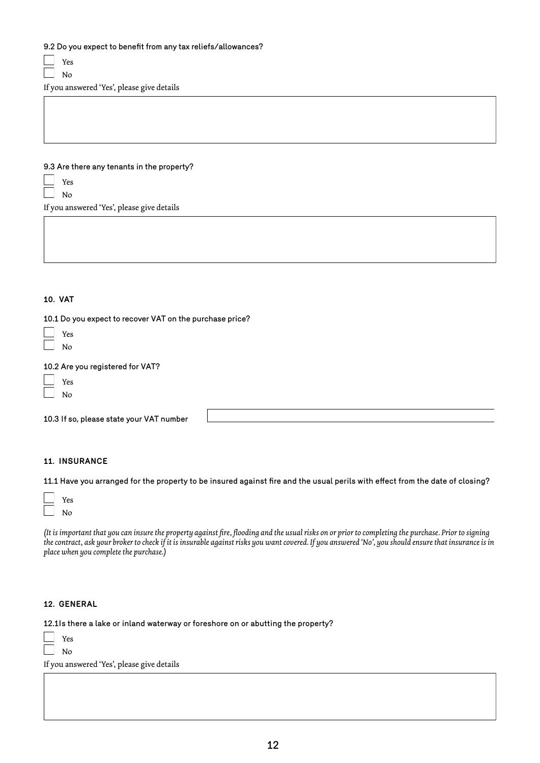9.2 Do you expect to benefit from any tax reliefs/allowances?

- [ ] Yes
- [ ] No

If you answered 'Yes', please give details

9.3 Are there any tenants in the property?

- [ ] Yes
- [ ] No

If you answered 'Yes', please give details

## 10. VAT

10.1 Do you expect to recover VAT on the purchase price?

- [ ] Yes
- [ ] No

10.2 Are you registered for VAT?

- [ ] Yes
- [ ] No

10.3 If so, please state your VAT number

## 11. INSURANCE

11.1 Have you arranged for the property to be insured against fire and the usual perils with effect from the date of closing?

- [ ] Yes
- [ ] No

*(It is important that you can insure the property against fire, flooding and the usual risks on or prior to completing the purchase. Prior to signing the contract, ask your broker to check if it is insurable against risks you want covered. If you answered 'No', you should ensure that insurance is in place when you complete the purchase.)*

## 12. GENERAL

12.1Is there a lake or inland waterway or foreshore on or abutting the property?

- [ ] Yes
- [ ] No

If you answered 'Yes', please give details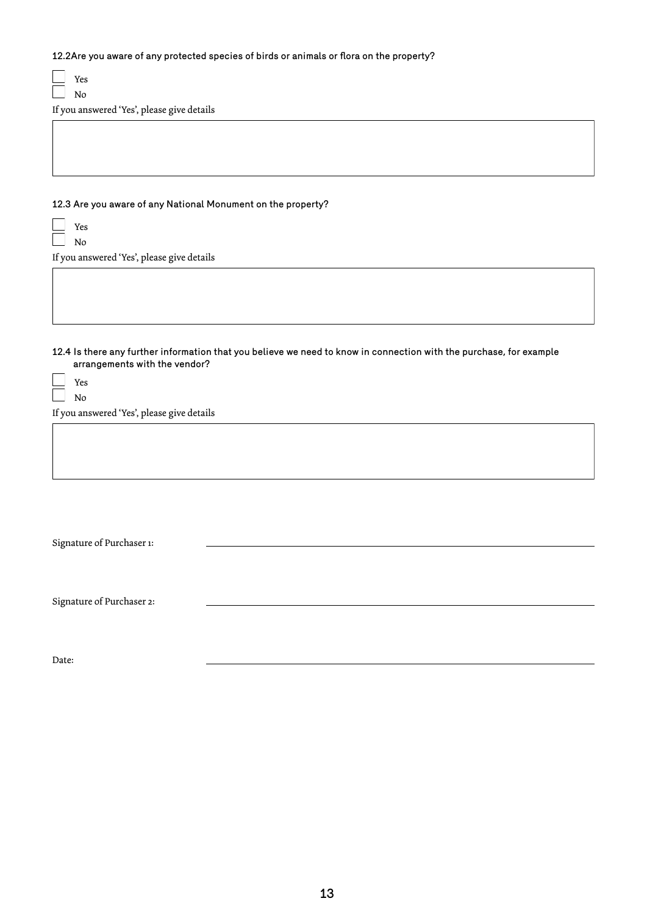**12.2 Are you aware of any protected species of birds or animals or flora on the property?**

- [ ] Yes
- [ ] No

If you answered 'Yes', please give details

**12.3 Are you aware of any National Monument on the property?**

- [ ] Yes
- [ ] No

If you answered 'Yes', please give details

**12.4 Is there any further information that you believe we need to know in connection with the purchase, for example arrangements with the vendor?**

- [ ] Yes
- [ ] No

If you answered 'Yes', please give details

Signature of Purchaser 1: ______________________________

Signature of Purchaser 2: ______________________________

Date: ______________________________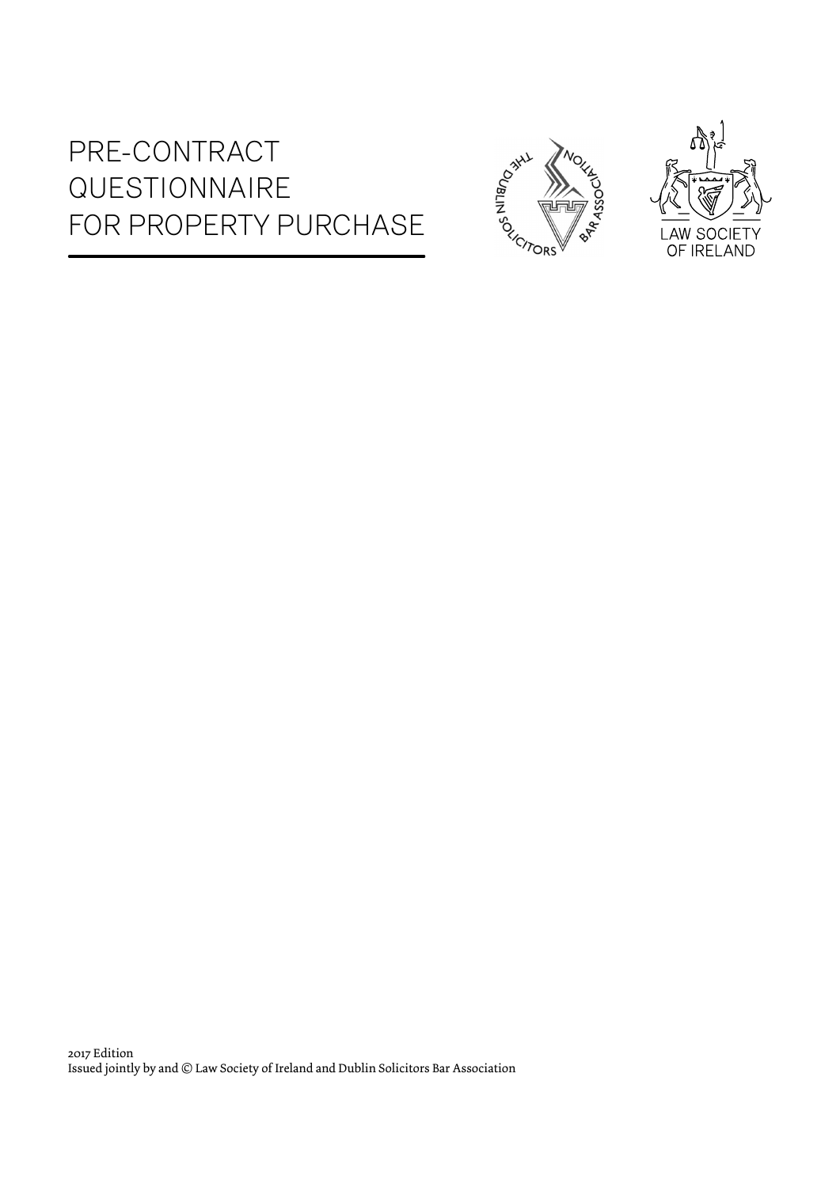# PRE-CONTRACT QUESTIONNAIRE FOR PROPERTY PURCHASE

THE DUBLIN SOLICITORS BAR ASSOCIATION

LAW SOCIETY OF IRELAND

2017 Edition
Issued jointly by and © Law Society of Ireland and Dublin Solicitors Bar Association